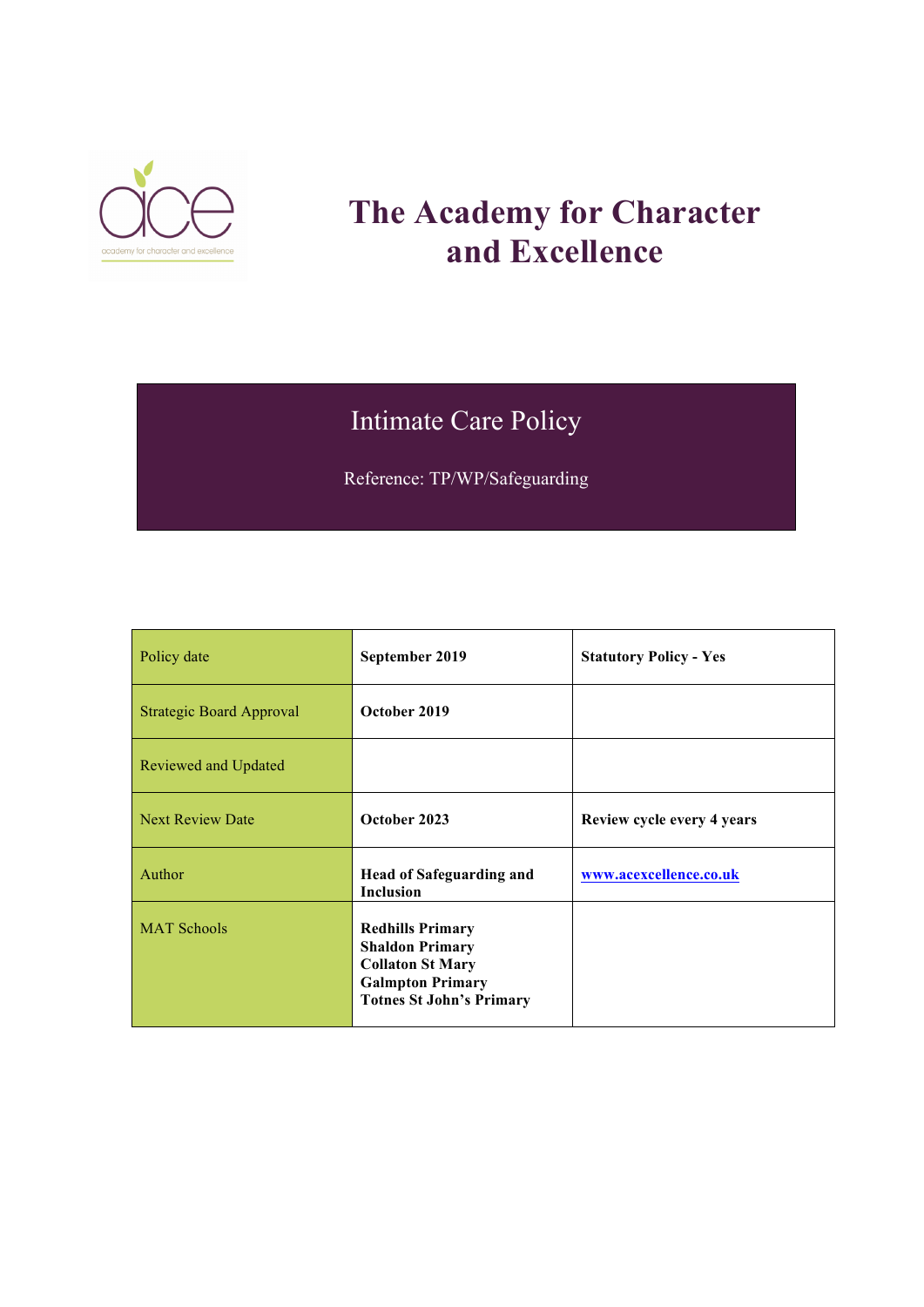# The Academy for Character and Excellence

## Intimate Care Policy

Reference: TP/WP/Safeguarding

| Policy date | **September 2019** | **Statutory Policy - Yes** |
|---|---|---|
| Strategic Board Approval | **October 2019** | |
| Reviewed and Updated | | |
| Next Review Date | **October 2023** | **Review cycle every 4 years** |
| Author | **Head of Safeguarding and Inclusion** | **www.acexcellence.co.uk** |
| MAT Schools | **Redhills Primary**<br>**Shaldon Primary**<br>**Collaton St Mary**<br>**Galmpton Primary**<br>**Totnes St John's Primary** | |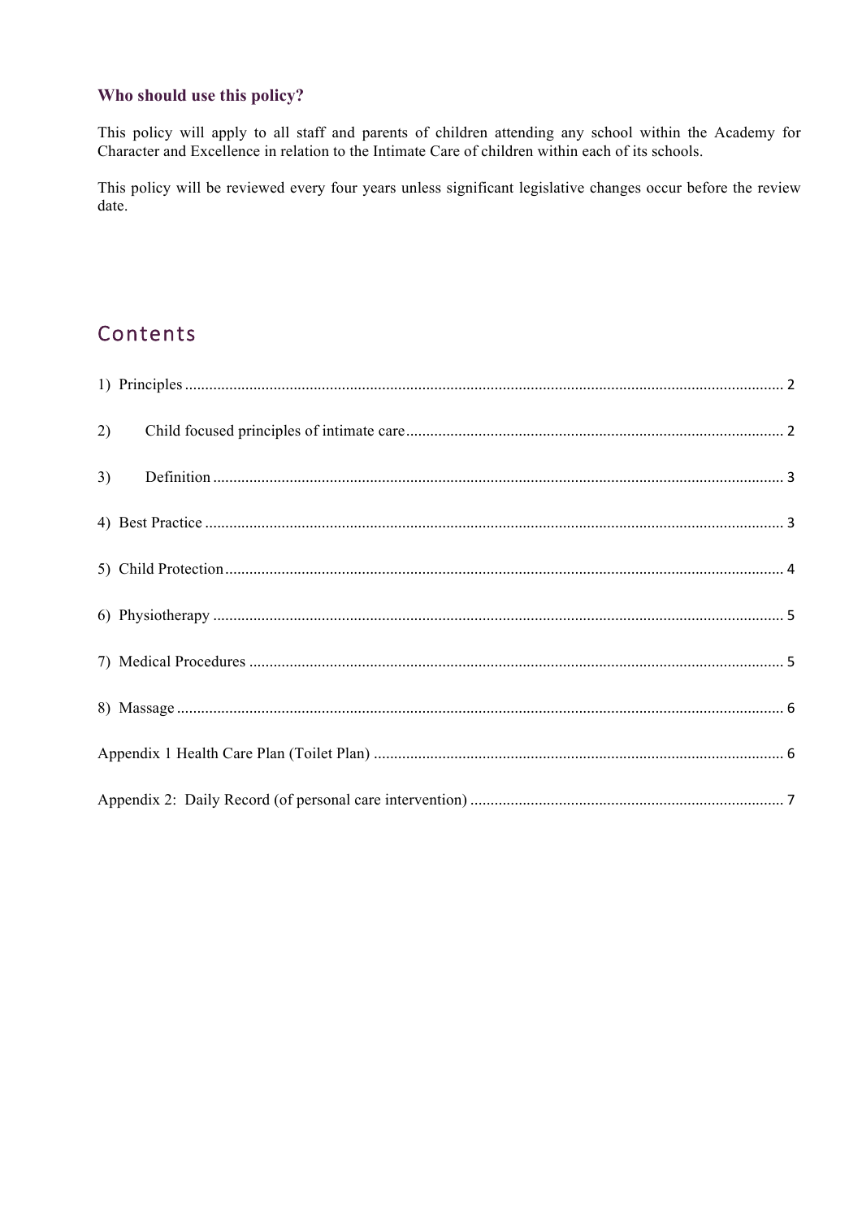### Who should use this policy?

This policy will apply to all staff and parents of children attending any school within the Academy for Character and Excellence in relation to the Intimate Care of children within each of its schools.

This policy will be reviewed every four years unless significant legislative changes occur before the review date.

## Contents

1) Principles ..... 2

2) Child focused principles of intimate care ..... 2

3) Definition ..... 3

4) Best Practice ..... 3

5) Child Protection ..... 4

6) Physiotherapy ..... 5

7) Medical Procedures ..... 5

8) Massage ..... 6

Appendix 1 Health Care Plan (Toilet Plan) ..... 6

Appendix 2: Daily Record (of personal care intervention) ..... 7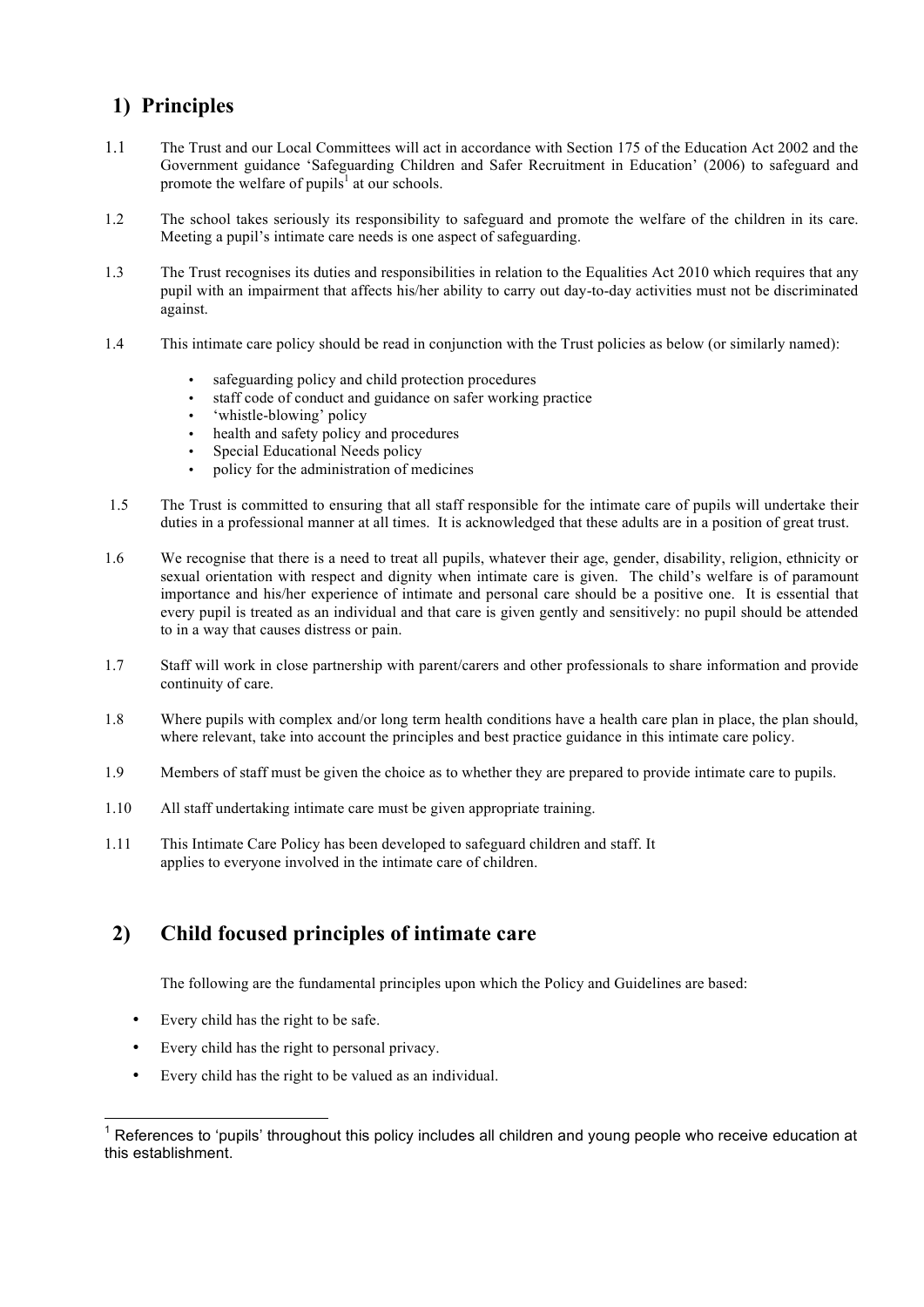## 1) Principles

1.1 The Trust and our Local Committees will act in accordance with Section 175 of the Education Act 2002 and the Government guidance 'Safeguarding Children and Safer Recruitment in Education' (2006) to safeguard and promote the welfare of pupils[1] at our schools.

1.2 The school takes seriously its responsibility to safeguard and promote the welfare of the children in its care. Meeting a pupil's intimate care needs is one aspect of safeguarding.

1.3 The Trust recognises its duties and responsibilities in relation to the Equalities Act 2010 which requires that any pupil with an impairment that affects his/her ability to carry out day-to-day activities must not be discriminated against.

1.4 This intimate care policy should be read in conjunction with the Trust policies as below (or similarly named):

- safeguarding policy and child protection procedures
- staff code of conduct and guidance on safer working practice
- 'whistle-blowing' policy
- health and safety policy and procedures
- Special Educational Needs policy
- policy for the administration of medicines

1.5 The Trust is committed to ensuring that all staff responsible for the intimate care of pupils will undertake their duties in a professional manner at all times. It is acknowledged that these adults are in a position of great trust.

1.6 We recognise that there is a need to treat all pupils, whatever their age, gender, disability, religion, ethnicity or sexual orientation with respect and dignity when intimate care is given. The child's welfare is of paramount importance and his/her experience of intimate and personal care should be a positive one. It is essential that every pupil is treated as an individual and that care is given gently and sensitively: no pupil should be attended to in a way that causes distress or pain.

1.7 Staff will work in close partnership with parent/carers and other professionals to share information and provide continuity of care.

1.8 Where pupils with complex and/or long term health conditions have a health care plan in place, the plan should, where relevant, take into account the principles and best practice guidance in this intimate care policy.

1.9 Members of staff must be given the choice as to whether they are prepared to provide intimate care to pupils.

1.10 All staff undertaking intimate care must be given appropriate training.

1.11 This Intimate Care Policy has been developed to safeguard children and staff. It applies to everyone involved in the intimate care of children.

## 2) Child focused principles of intimate care

The following are the fundamental principles upon which the Policy and Guidelines are based:

- Every child has the right to be safe.
- Every child has the right to personal privacy.
- Every child has the right to be valued as an individual.

[1] References to 'pupils' throughout this policy includes all children and young people who receive education at this establishment.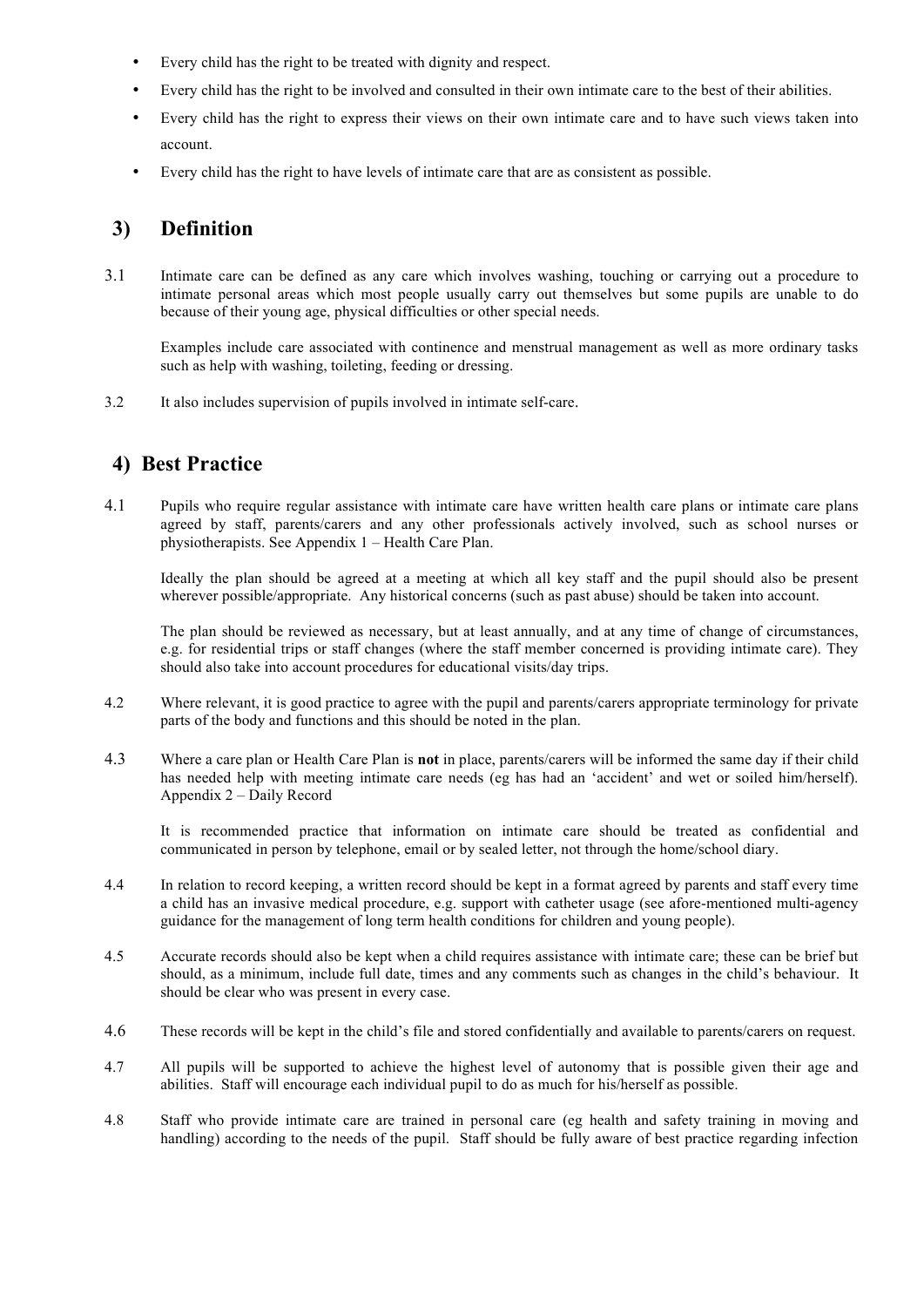- Every child has the right to be treated with dignity and respect.
- Every child has the right to be involved and consulted in their own intimate care to the best of their abilities.
- Every child has the right to express their views on their own intimate care and to have such views taken into account.
- Every child has the right to have levels of intimate care that are as consistent as possible.

## 3) Definition

3.1 Intimate care can be defined as any care which involves washing, touching or carrying out a procedure to intimate personal areas which most people usually carry out themselves but some pupils are unable to do because of their young age, physical difficulties or other special needs.

Examples include care associated with continence and menstrual management as well as more ordinary tasks such as help with washing, toileting, feeding or dressing.

3.2 It also includes supervision of pupils involved in intimate self-care.

## 4) Best Practice

4.1 Pupils who require regular assistance with intimate care have written health care plans or intimate care plans agreed by staff, parents/carers and any other professionals actively involved, such as school nurses or physiotherapists. See Appendix 1 – Health Care Plan.

Ideally the plan should be agreed at a meeting at which all key staff and the pupil should also be present wherever possible/appropriate. Any historical concerns (such as past abuse) should be taken into account.

The plan should be reviewed as necessary, but at least annually, and at any time of change of circumstances, e.g. for residential trips or staff changes (where the staff member concerned is providing intimate care). They should also take into account procedures for educational visits/day trips.

4.2 Where relevant, it is good practice to agree with the pupil and parents/carers appropriate terminology for private parts of the body and functions and this should be noted in the plan.

4.3 Where a care plan or Health Care Plan is **not** in place, parents/carers will be informed the same day if their child has needed help with meeting intimate care needs (eg has had an 'accident' and wet or soiled him/herself). Appendix 2 – Daily Record

It is recommended practice that information on intimate care should be treated as confidential and communicated in person by telephone, email or by sealed letter, not through the home/school diary.

4.4 In relation to record keeping, a written record should be kept in a format agreed by parents and staff every time a child has an invasive medical procedure, e.g. support with catheter usage (see afore-mentioned multi-agency guidance for the management of long term health conditions for children and young people).

4.5 Accurate records should also be kept when a child requires assistance with intimate care; these can be brief but should, as a minimum, include full date, times and any comments such as changes in the child's behaviour. It should be clear who was present in every case.

4.6 These records will be kept in the child's file and stored confidentially and available to parents/carers on request.

4.7 All pupils will be supported to achieve the highest level of autonomy that is possible given their age and abilities. Staff will encourage each individual pupil to do as much for his/herself as possible.

4.8 Staff who provide intimate care are trained in personal care (eg health and safety training in moving and handling) according to the needs of the pupil. Staff should be fully aware of best practice regarding infection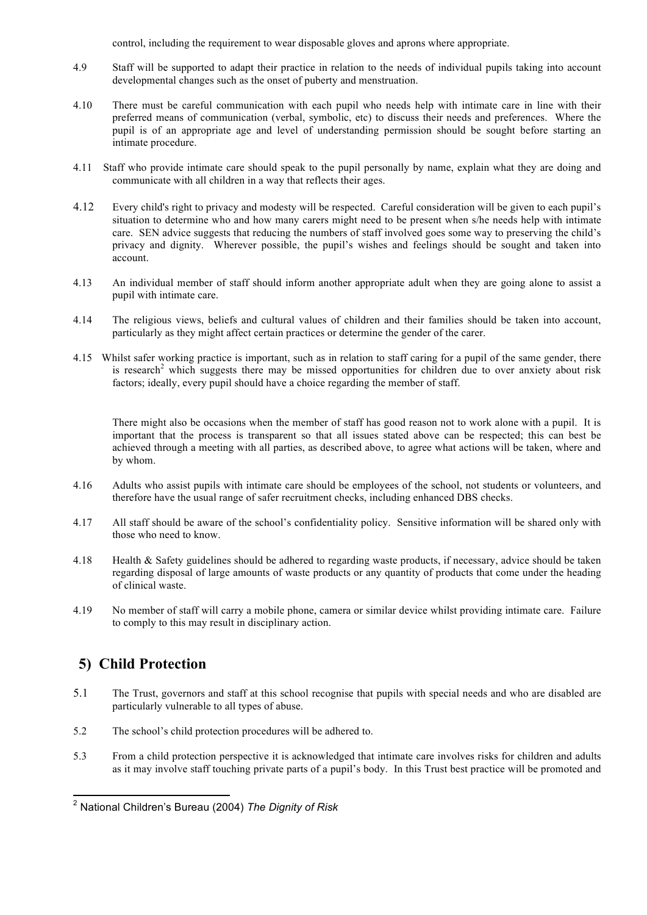control, including the requirement to wear disposable gloves and aprons where appropriate.

4.9 Staff will be supported to adapt their practice in relation to the needs of individual pupils taking into account developmental changes such as the onset of puberty and menstruation.

4.10 There must be careful communication with each pupil who needs help with intimate care in line with their preferred means of communication (verbal, symbolic, etc) to discuss their needs and preferences. Where the pupil is of an appropriate age and level of understanding permission should be sought before starting an intimate procedure.

4.11 Staff who provide intimate care should speak to the pupil personally by name, explain what they are doing and communicate with all children in a way that reflects their ages.

4.12 Every child's right to privacy and modesty will be respected. Careful consideration will be given to each pupil's situation to determine who and how many carers might need to be present when s/he needs help with intimate care. SEN advice suggests that reducing the numbers of staff involved goes some way to preserving the child's privacy and dignity. Wherever possible, the pupil's wishes and feelings should be sought and taken into account.

4.13 An individual member of staff should inform another appropriate adult when they are going alone to assist a pupil with intimate care.

4.14 The religious views, beliefs and cultural values of children and their families should be taken into account, particularly as they might affect certain practices or determine the gender of the carer.

4.15 Whilst safer working practice is important, such as in relation to staff caring for a pupil of the same gender, there is research[2] which suggests there may be missed opportunities for children due to over anxiety about risk factors; ideally, every pupil should have a choice regarding the member of staff.

There might also be occasions when the member of staff has good reason not to work alone with a pupil. It is important that the process is transparent so that all issues stated above can be respected; this can best be achieved through a meeting with all parties, as described above, to agree what actions will be taken, where and by whom.

4.16 Adults who assist pupils with intimate care should be employees of the school, not students or volunteers, and therefore have the usual range of safer recruitment checks, including enhanced DBS checks.

4.17 All staff should be aware of the school's confidentiality policy. Sensitive information will be shared only with those who need to know.

4.18 Health & Safety guidelines should be adhered to regarding waste products, if necessary, advice should be taken regarding disposal of large amounts of waste products or any quantity of products that come under the heading of clinical waste.

4.19 No member of staff will carry a mobile phone, camera or similar device whilst providing intimate care. Failure to comply to this may result in disciplinary action.

## 5) Child Protection

5.1 The Trust, governors and staff at this school recognise that pupils with special needs and who are disabled are particularly vulnerable to all types of abuse.

5.2 The school's child protection procedures will be adhered to.

5.3 From a child protection perspective it is acknowledged that intimate care involves risks for children and adults as it may involve staff touching private parts of a pupil's body. In this Trust best practice will be promoted and

---

[2] National Children's Bureau (2004) *The Dignity of Risk*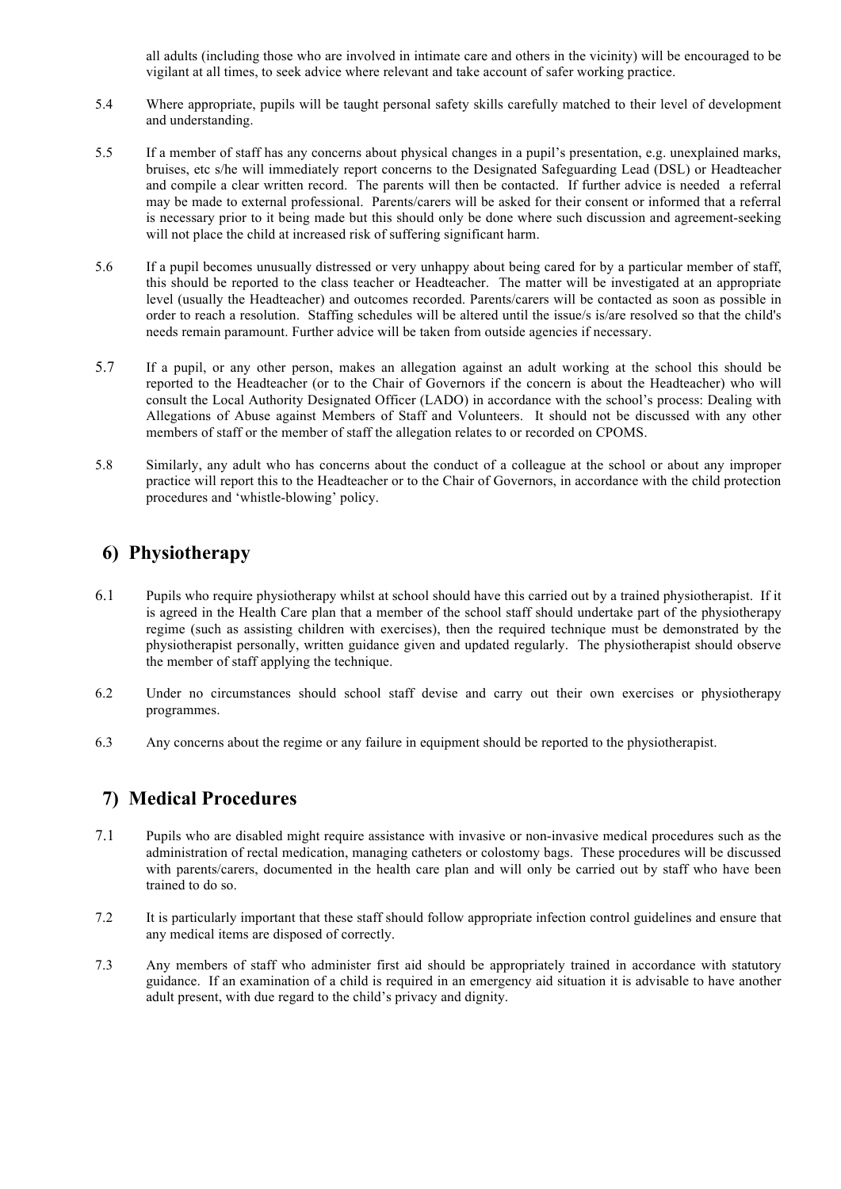all adults (including those who are involved in intimate care and others in the vicinity) will be encouraged to be vigilant at all times, to seek advice where relevant and take account of safer working practice.

5.4 Where appropriate, pupils will be taught personal safety skills carefully matched to their level of development and understanding.

5.5 If a member of staff has any concerns about physical changes in a pupil's presentation, e.g. unexplained marks, bruises, etc s/he will immediately report concerns to the Designated Safeguarding Lead (DSL) or Headteacher and compile a clear written record. The parents will then be contacted. If further advice is needed a referral may be made to external professional. Parents/carers will be asked for their consent or informed that a referral is necessary prior to it being made but this should only be done where such discussion and agreement-seeking will not place the child at increased risk of suffering significant harm.

5.6 If a pupil becomes unusually distressed or very unhappy about being cared for by a particular member of staff, this should be reported to the class teacher or Headteacher. The matter will be investigated at an appropriate level (usually the Headteacher) and outcomes recorded. Parents/carers will be contacted as soon as possible in order to reach a resolution. Staffing schedules will be altered until the issue/s is/are resolved so that the child's needs remain paramount. Further advice will be taken from outside agencies if necessary.

5.7 If a pupil, or any other person, makes an allegation against an adult working at the school this should be reported to the Headteacher (or to the Chair of Governors if the concern is about the Headteacher) who will consult the Local Authority Designated Officer (LADO) in accordance with the school's process: Dealing with Allegations of Abuse against Members of Staff and Volunteers. It should not be discussed with any other members of staff or the member of staff the allegation relates to or recorded on CPOMS.

5.8 Similarly, any adult who has concerns about the conduct of a colleague at the school or about any improper practice will report this to the Headteacher or to the Chair of Governors, in accordance with the child protection procedures and 'whistle-blowing' policy.

## 6) Physiotherapy

6.1 Pupils who require physiotherapy whilst at school should have this carried out by a trained physiotherapist. If it is agreed in the Health Care plan that a member of the school staff should undertake part of the physiotherapy regime (such as assisting children with exercises), then the required technique must be demonstrated by the physiotherapist personally, written guidance given and updated regularly. The physiotherapist should observe the member of staff applying the technique.

6.2 Under no circumstances should school staff devise and carry out their own exercises or physiotherapy programmes.

6.3 Any concerns about the regime or any failure in equipment should be reported to the physiotherapist.

## 7) Medical Procedures

7.1 Pupils who are disabled might require assistance with invasive or non-invasive medical procedures such as the administration of rectal medication, managing catheters or colostomy bags. These procedures will be discussed with parents/carers, documented in the health care plan and will only be carried out by staff who have been trained to do so.

7.2 It is particularly important that these staff should follow appropriate infection control guidelines and ensure that any medical items are disposed of correctly.

7.3 Any members of staff who administer first aid should be appropriately trained in accordance with statutory guidance. If an examination of a child is required in an emergency aid situation it is advisable to have another adult present, with due regard to the child's privacy and dignity.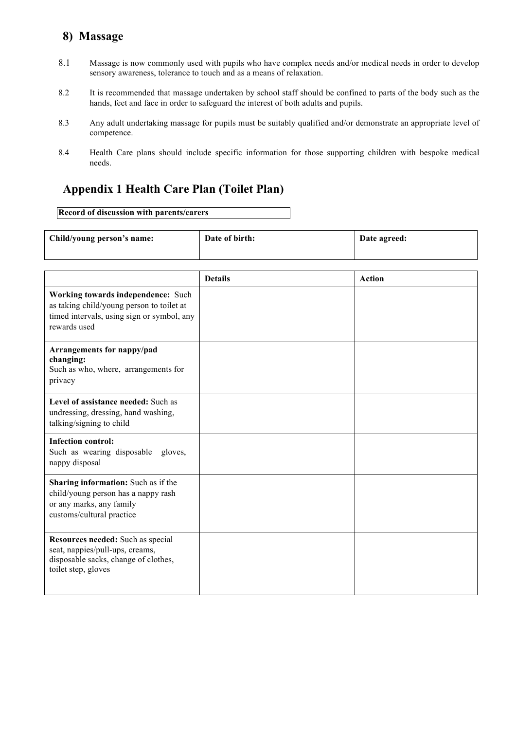## 8) Massage

8.1 Massage is now commonly used with pupils who have complex needs and/or medical needs in order to develop sensory awareness, tolerance to touch and as a means of relaxation.

8.2 It is recommended that massage undertaken by school staff should be confined to parts of the body such as the hands, feet and face in order to safeguard the interest of both adults and pupils.

8.3 Any adult undertaking massage for pupils must be suitably qualified and/or demonstrate an appropriate level of competence.

8.4 Health Care plans should include specific information for those supporting children with bespoke medical needs.

## Appendix 1 Health Care Plan (Toilet Plan)

**Record of discussion with parents/carers**

| **Child/young person's name:** | **Date of birth:** | **Date agreed:** |
|---|---|---|
| | | |

| | **Details** | **Action** |
|---|---|---|
| **Working towards independence:** Such as taking child/young person to toilet at timed intervals, using sign or symbol, any rewards used | | |
| **Arrangements for nappy/pad changing:** Such as who, where, arrangements for privacy | | |
| **Level of assistance needed:** Such as undressing, dressing, hand washing, talking/signing to child | | |
| **Infection control:** Such as wearing disposable gloves, nappy disposal | | |
| **Sharing information:** Such as if the child/young person has a nappy rash or any marks, any family customs/cultural practice | | |
| **Resources needed:** Such as special seat, nappies/pull-ups, creams, disposable sacks, change of clothes, toilet step, gloves | | |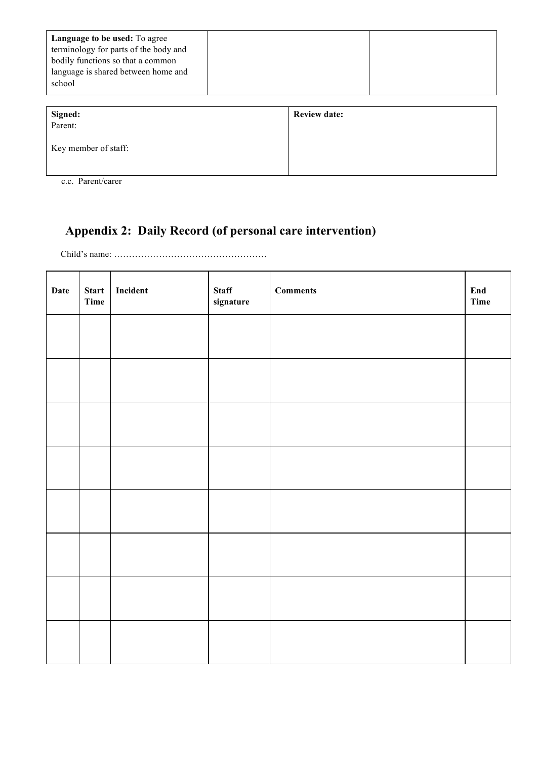| | | |
|---|---|---|
| **Language to be used:** To agree terminology for parts of the body and bodily functions so that a common language is shared between home and school | | |

| | |
|---|---|
| **Signed:**<br>Parent:<br><br>Key member of staff: | **Review date:** |

c.c. Parent/carer

## Appendix 2: Daily Record (of personal care intervention)

Child's name: ……………………………………………

| Date | Start Time | Incident | Staff signature | Comments | End Time |
|---|---|---|---|---|---|
| | | | | | |
| | | | | | |
| | | | | | |
| | | | | | |
| | | | | | |
| | | | | | |
| | | | | | |
| | | | | | |